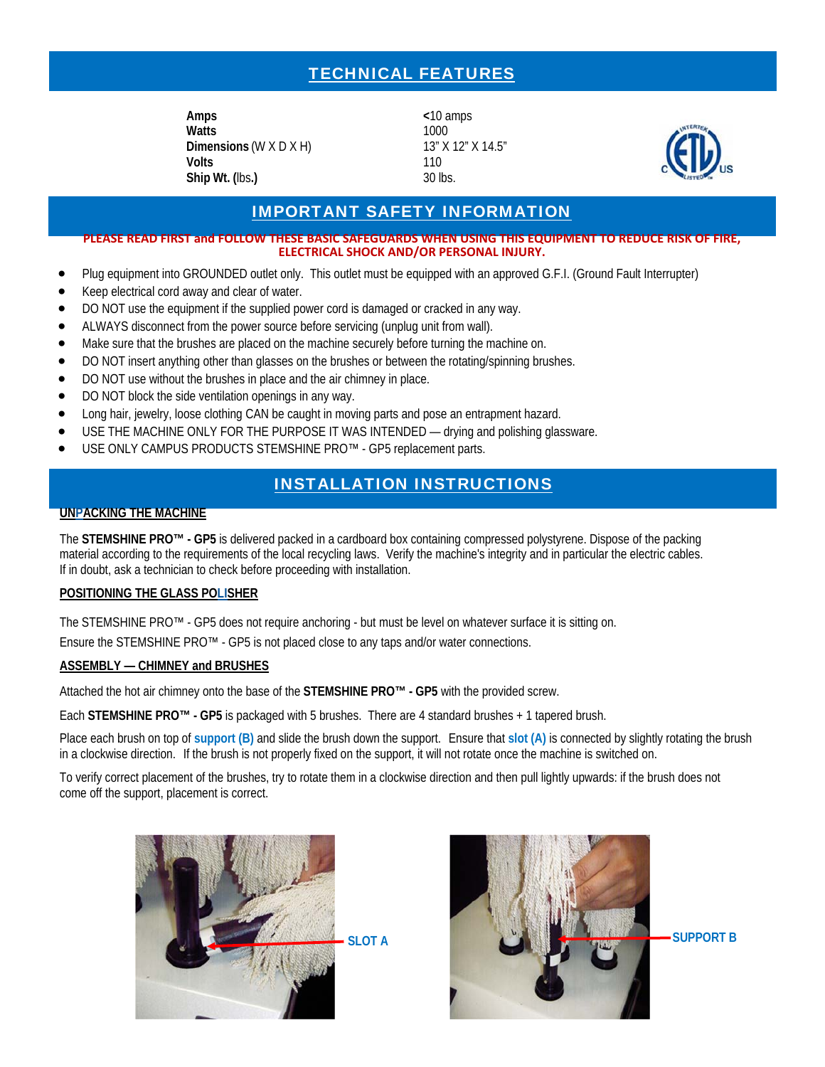## TECHNICAL FEATURES

| | |
|---|---|
| **Amps** | **<**10 amps |
| **Watts** | 1000 |
| **Dimensions** (W X D X H) | 13" X 12" X 14.5" |
| **Volts** | 110 |
| **Ship Wt. (**lbs.**)** | 30 lbs. |

## IMPORTANT SAFETY INFORMATION

**PLEASE READ FIRST and FOLLOW THESE BASIC SAFEGUARDS WHEN USING THIS EQUIPMENT TO REDUCE RISK OF FIRE, ELECTRICAL SHOCK AND/OR PERSONAL INJURY.**

- Plug equipment into GROUNDED outlet only. This outlet must be equipped with an approved G.F.I. (Ground Fault Interrupter)
- Keep electrical cord away and clear of water.
- DO NOT use the equipment if the supplied power cord is damaged or cracked in any way.
- ALWAYS disconnect from the power source before servicing (unplug unit from wall).
- Make sure that the brushes are placed on the machine securely before turning the machine on.
- DO NOT insert anything other than glasses on the brushes or between the rotating/spinning brushes.
- DO NOT use without the brushes in place and the air chimney in place.
- DO NOT block the side ventilation openings in any way.
- Long hair, jewelry, loose clothing CAN be caught in moving parts and pose an entrapment hazard.
- USE THE MACHINE ONLY FOR THE PURPOSE IT WAS INTENDED — drying and polishing glassware.
- USE ONLY CAMPUS PRODUCTS STEMSHINE PRO™ - GP5 replacement parts.

## INSTALLATION INSTRUCTIONS

**UNPACKING THE MACHINE**

The **STEMSHINE PRO™ - GP5** is delivered packed in a cardboard box containing compressed polystyrene. Dispose of the packing material according to the requirements of the local recycling laws. Verify the machine's integrity and in particular the electric cables. If in doubt, ask a technician to check before proceeding with installation.

**POSITIONING THE GLASS POLISHER**

The STEMSHINE PRO™ - GP5 does not require anchoring - but must be level on whatever surface it is sitting on.

Ensure the STEMSHINE PRO™ - GP5 is not placed close to any taps and/or water connections.

**ASSEMBLY — CHIMNEY and BRUSHES**

Attached the hot air chimney onto the base of the **STEMSHINE PRO™ - GP5** with the provided screw.

Each **STEMSHINE PRO™ - GP5** is packaged with 5 brushes. There are 4 standard brushes + 1 tapered brush.

Place each brush on top of **support (B)** and slide the brush down the support. Ensure that **slot (A)** is connected by slightly rotating the brush in a clockwise direction. If the brush is not properly fixed on the support, it will not rotate once the machine is switched on.

To verify correct placement of the brushes, try to rotate them in a clockwise direction and then pull lightly upwards: if the brush does not come off the support, placement is correct.

SLOT A

SUPPORT B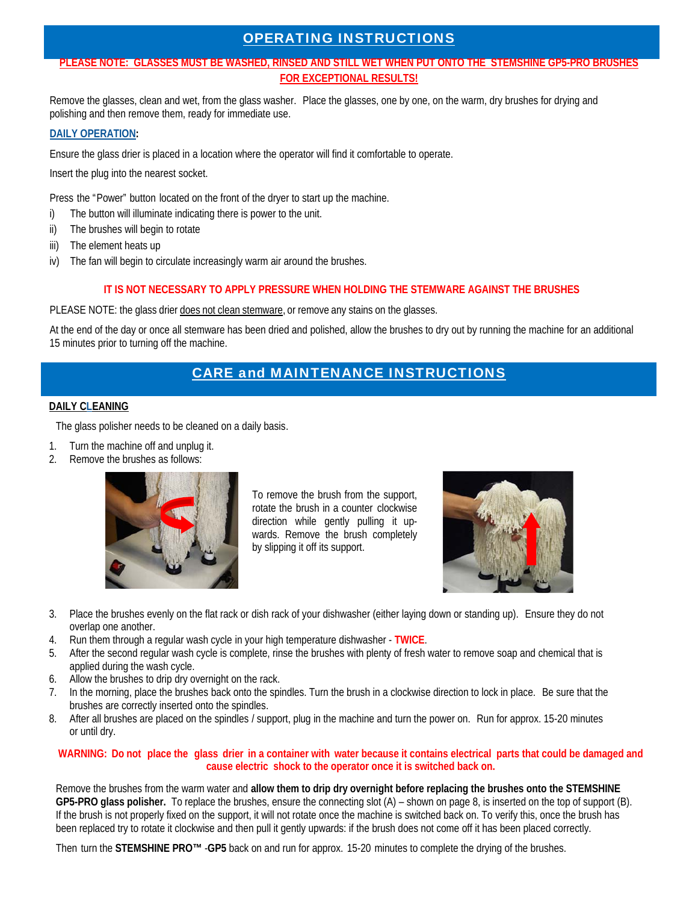## OPERATING INSTRUCTIONS

**PLEASE NOTE: GLASSES MUST BE WASHED, RINSED AND STILL WET WHEN PUT ONTO THE STEMSHINE GP5-PRO BRUSHES FOR EXCEPTIONAL RESULTS!**

Remove the glasses, clean and wet, from the glass washer. Place the glasses, one by one, on the warm, dry brushes for drying and polishing and then remove them, ready for immediate use.

**DAILY OPERATION:**

Ensure the glass drier is placed in a location where the operator will find it comfortable to operate.

Insert the plug into the nearest socket.

Press the "Power" button located on the front of the dryer to start up the machine.

i) The button will illuminate indicating there is power to the unit.
ii) The brushes will begin to rotate
iii) The element heats up
iv) The fan will begin to circulate increasingly warm air around the brushes.

**IT IS NOT NECESSARY TO APPLY PRESSURE WHEN HOLDING THE STEMWARE AGAINST THE BRUSHES**

PLEASE NOTE: the glass drier does not clean stemware, or remove any stains on the glasses.

At the end of the day or once all stemware has been dried and polished, allow the brushes to dry out by running the machine for an additional 15 minutes prior to turning off the machine.

## CARE and MAINTENANCE INSTRUCTIONS

**DAILY CLEANING**

The glass polisher needs to be cleaned on a daily basis.

1. Turn the machine off and unplug it.
2. Remove the brushes as follows:

To remove the brush from the support, rotate the brush in a counter clockwise direction while gently pulling it upwards. Remove the brush completely by slipping it off its support.

3. Place the brushes evenly on the flat rack or dish rack of your dishwasher (either laying down or standing up). Ensure they do not overlap one another.
4. Run them through a regular wash cycle in your high temperature dishwasher - **TWICE**.
5. After the second regular wash cycle is complete, rinse the brushes with plenty of fresh water to remove soap and chemical that is applied during the wash cycle.
6. Allow the brushes to drip dry overnight on the rack.
7. In the morning, place the brushes back onto the spindles. Turn the brush in a clockwise direction to lock in place. Be sure that the brushes are correctly inserted onto the spindles.
8. After all brushes are placed on the spindles / support, plug in the machine and turn the power on. Run for approx. 15-20 minutes or until dry.

**WARNING: Do not place the glass drier in a container with water because it contains electrical parts that could be damaged and cause electric shock to the operator once it is switched back on.**

Remove the brushes from the warm water and **allow them to drip dry overnight before replacing the brushes onto the STEMSHINE GP5-PRO glass polisher.** To replace the brushes, ensure the connecting slot (A) – shown on page 8, is inserted on the top of support (B). If the brush is not properly fixed on the support, it will not rotate once the machine is switched back on. To verify this, once the brush has been replaced try to rotate it clockwise and then pull it gently upwards: if the brush does not come off it has been placed correctly.

Then turn the **STEMSHINE PRO™ -GP5** back on and run for approx. 15-20 minutes to complete the drying of the brushes.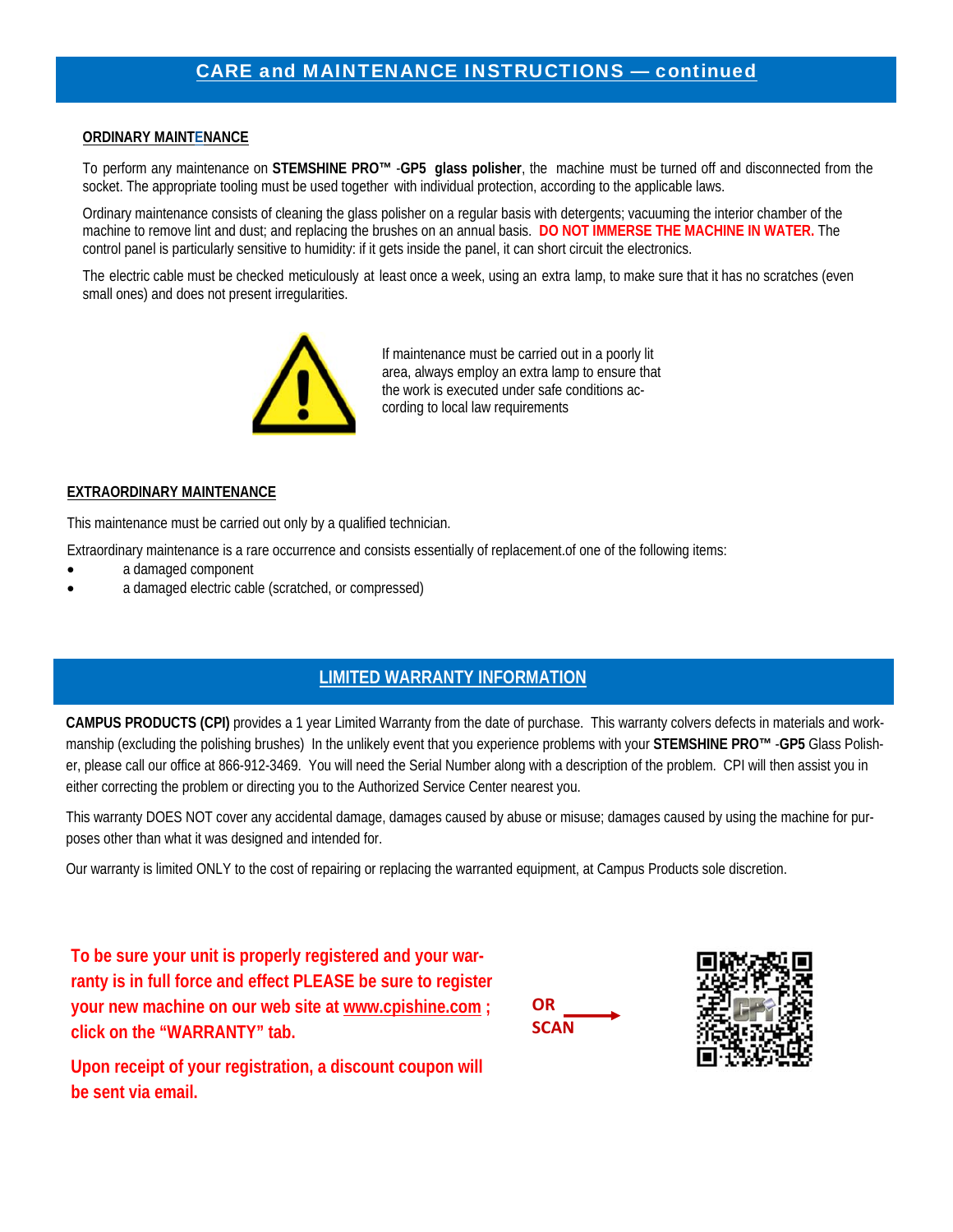## CARE and MAINTENANCE INSTRUCTIONS — continued

### ORDINARY MAINTENANCE

To perform any maintenance on **STEMSHINE PRO™ -GP5 glass polisher**, the machine must be turned off and disconnected from the socket. The appropriate tooling must be used together with individual protection, according to the applicable laws.

Ordinary maintenance consists of cleaning the glass polisher on a regular basis with detergents; vacuuming the interior chamber of the machine to remove lint and dust; and replacing the brushes on an annual basis. **DO NOT IMMERSE THE MACHINE IN WATER.** The control panel is particularly sensitive to humidity: if it gets inside the panel, it can short circuit the electronics.

The electric cable must be checked meticulously at least once a week, using an extra lamp, to make sure that it has no scratches (even small ones) and does not present irregularities.

If maintenance must be carried out in a poorly lit area, always employ an extra lamp to ensure that the work is executed under safe conditions according to local law requirements

### EXTRAORDINARY MAINTENANCE

This maintenance must be carried out only by a qualified technician.

Extraordinary maintenance is a rare occurrence and consists essentially of replacement.of one of the following items:

- a damaged component
- a damaged electric cable (scratched, or compressed)

## LIMITED WARRANTY INFORMATION

**CAMPUS PRODUCTS (CPI)** provides a 1 year Limited Warranty from the date of purchase. This warranty colvers defects in materials and workmanship (excluding the polishing brushes) In the unlikely event that you experience problems with your **STEMSHINE PRO™ -GP5** Glass Polisher, please call our office at 866-912-3469. You will need the Serial Number along with a description of the problem. CPI will then assist you in either correcting the problem or directing you to the Authorized Service Center nearest you.

This warranty DOES NOT cover any accidental damage, damages caused by abuse or misuse; damages caused by using the machine for purposes other than what it was designed and intended for.

Our warranty is limited ONLY to the cost of repairing or replacing the warranted equipment, at Campus Products sole discretion.

**To be sure your unit is properly registered and your warranty is in full force and effect PLEASE be sure to register your new machine on our web site at www.cpishine.com ; click on the "WARRANTY" tab.**

**Upon receipt of your registration, a discount coupon will be sent via email.**

**OR SCAN**